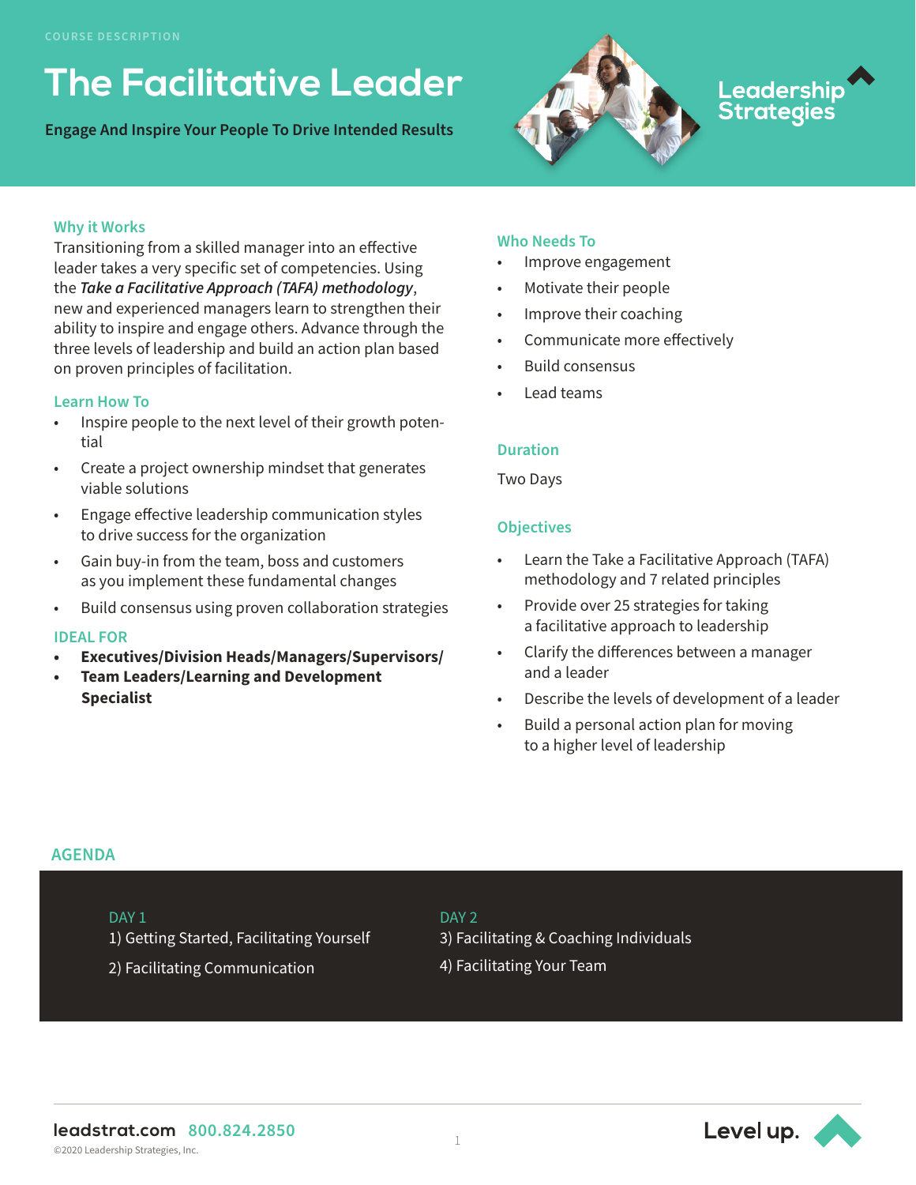COURSE DESCRIPTION

# The Facilitative Leader

**Engage And Inspire Your People To Drive Intended Results**

Leadership Strategies

## Why it Works

Transitioning from a skilled manager into an effective leader takes a very specific set of competencies. Using the ***Take a Facilitative Approach (TAFA) methodology***, new and experienced managers learn to strengthen their ability to inspire and engage others. Advance through the three levels of leadership and build an action plan based on proven principles of facilitation.

## Learn How To

- Inspire people to the next level of their growth potential
- Create a project ownership mindset that generates viable solutions
- Engage effective leadership communication styles to drive success for the organization
- Gain buy-in from the team, boss and customers as you implement these fundamental changes
- Build consensus using proven collaboration strategies

## IDEAL FOR

- **Executives/Division Heads/Managers/Supervisors/**
- **Team Leaders/Learning and Development Specialist**

## Who Needs To

- Improve engagement
- Motivate their people
- Improve their coaching
- Communicate more effectively
- Build consensus
- Lead teams

## Duration

Two Days

## Objectives

- Learn the Take a Facilitative Approach (TAFA) methodology and 7 related principles
- Provide over 25 strategies for taking a facilitative approach to leadership
- Clarify the differences between a manager and a leader
- Describe the levels of development of a leader
- Build a personal action plan for moving to a higher level of leadership

## AGENDA

**DAY 1**

1) Getting Started, Facilitating Yourself

2) Facilitating Communication

**DAY 2**

3) Facilitating & Coaching Individuals

4) Facilitating Your Team

leadstrat.com 800.824.2850

©2020 Leadership Strategies, Inc.

Level up.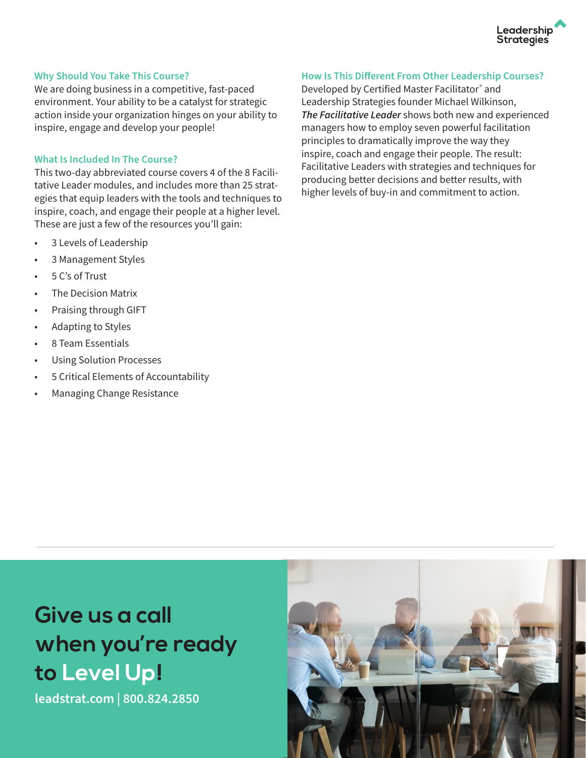## Why Should You Take This Course?

We are doing business in a competitive, fast-paced environment. Your ability to be a catalyst for strategic action inside your organization hinges on your ability to inspire, engage and develop your people!

## What Is Included In The Course?

This two-day abbreviated course covers 4 of the 8 Facilitative Leader modules, and includes more than 25 strategies that equip leaders with the tools and techniques to inspire, coach, and engage their people at a higher level. These are just a few of the resources you'll gain:

- 3 Levels of Leadership
- 3 Management Styles
- 5 C's of Trust
- The Decision Matrix
- Praising through GIFT
- Adapting to Styles
- 8 Team Essentials
- Using Solution Processes
- 5 Critical Elements of Accountability
- Managing Change Resistance

## How Is This Different From Other Leadership Courses?

Developed by Certified Master Facilitator® and Leadership Strategies founder Michael Wilkinson, ***The Facilitative Leader*** shows both new and experienced managers how to employ seven powerful facilitation principles to dramatically improve the way they inspire, coach and engage their people. The result: Facilitative Leaders with strategies and techniques for producing better decisions and better results, with higher levels of buy-in and commitment to action.

# Give us a call when you're ready to Level Up!

**leadstrat.com | 800.824.2850**